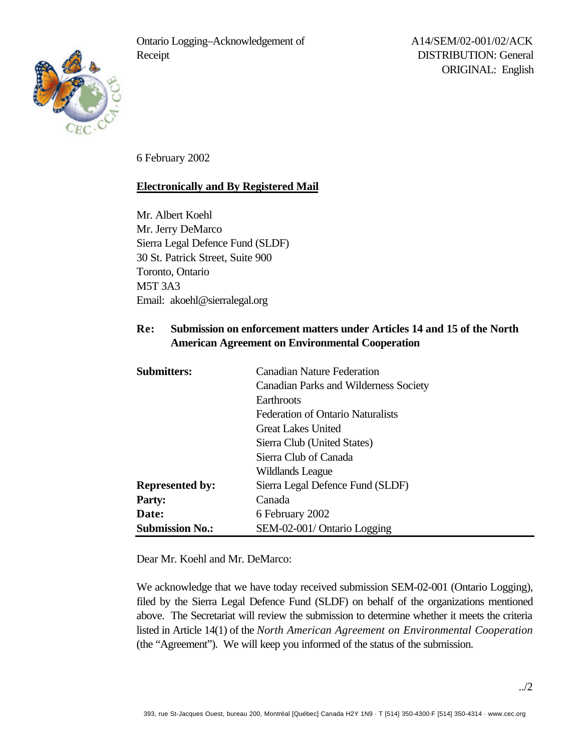Ontario Logging–Acknowledgement of Receipt

A14/SEM/02-001/02/ACK
DISTRIBUTION: General
ORIGINAL: English

6 February 2002

**Electronically and By Registered Mail**

Mr. Albert Koehl
Mr. Jerry DeMarco
Sierra Legal Defence Fund (SLDF)
30 St. Patrick Street, Suite 900
Toronto, Ontario
M5T 3A3
Email: akoehl@sierralegal.org

**Re: Submission on enforcement matters under Articles 14 and 15 of the North American Agreement on Environmental Cooperation**

| | |
|---|---|
| **Submitters:** | Canadian Nature Federation |
| | Canadian Parks and Wilderness Society |
| | Earthroots |
| | Federation of Ontario Naturalists |
| | Great Lakes United |
| | Sierra Club (United States) |
| | Sierra Club of Canada |
| | Wildlands League |
| **Represented by:** | Sierra Legal Defence Fund (SLDF) |
| **Party:** | Canada |
| **Date:** | 6 February 2002 |
| **Submission No.:** | SEM-02-001/ Ontario Logging |

Dear Mr. Koehl and Mr. DeMarco:

We acknowledge that we have today received submission SEM-02-001 (Ontario Logging), filed by the Sierra Legal Defence Fund (SLDF) on behalf of the organizations mentioned above. The Secretariat will review the submission to determine whether it meets the criteria listed in Article 14(1) of the *North American Agreement on Environmental Cooperation* (the "Agreement"). We will keep you informed of the status of the submission.

../2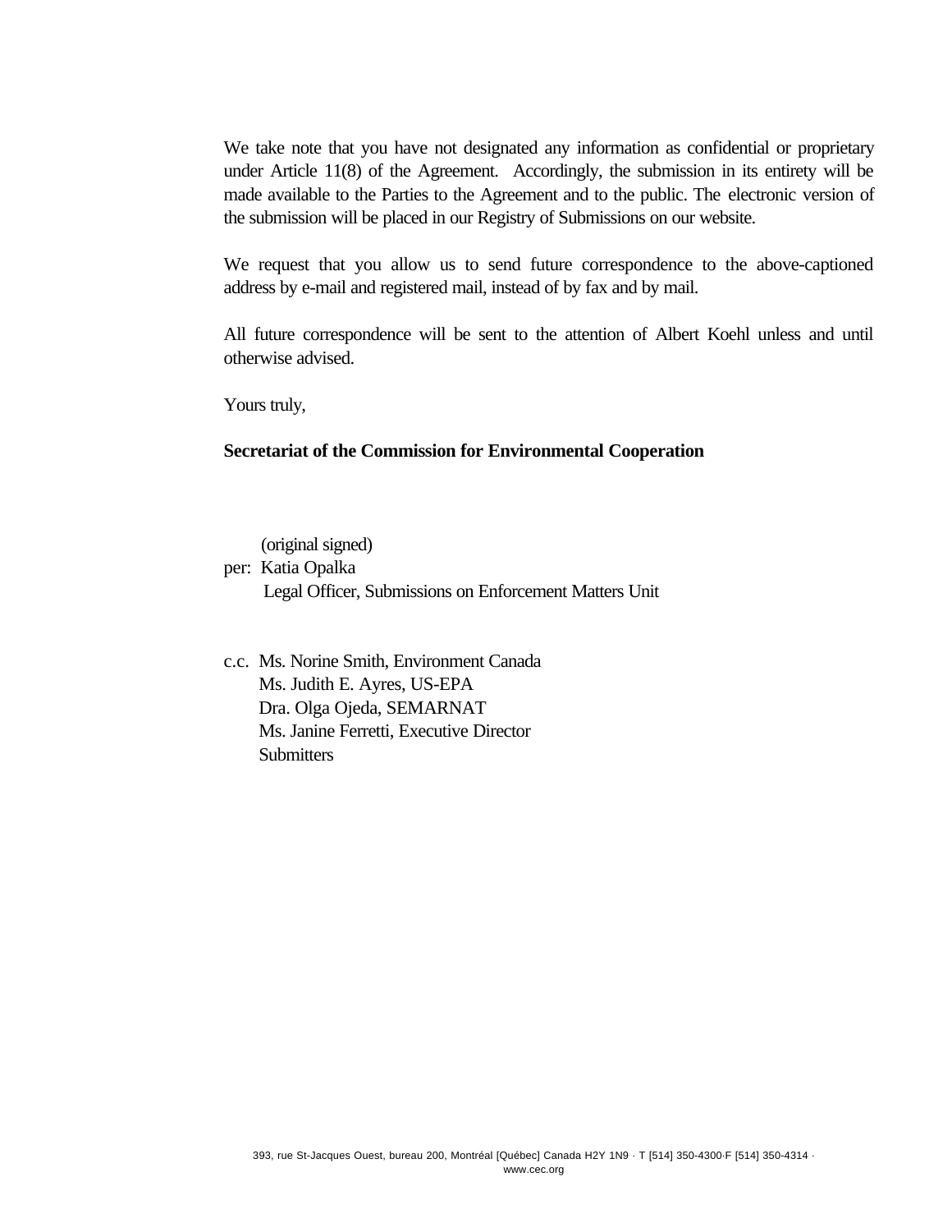We take note that you have not designated any information as confidential or proprietary under Article 11(8) of the Agreement. Accordingly, the submission in its entirety will be made available to the Parties to the Agreement and to the public. The electronic version of the submission will be placed in our Registry of Submissions on our website.

We request that you allow us to send future correspondence to the above-captioned address by e-mail and registered mail, instead of by fax and by mail.

All future correspondence will be sent to the attention of Albert Koehl unless and until otherwise advised.

Yours truly,

**Secretariat of the Commission for Environmental Cooperation**

(original signed)
per: Katia Opalka
Legal Officer, Submissions on Enforcement Matters Unit

c.c. Ms. Norine Smith, Environment Canada
Ms. Judith E. Ayres, US-EPA
Dra. Olga Ojeda, SEMARNAT
Ms. Janine Ferretti, Executive Director
Submitters

393, rue St-Jacques Ouest, bureau 200, Montréal [Québec] Canada H2Y 1N9 · T [514] 350-4300·F [514] 350-4314 · www.cec.org